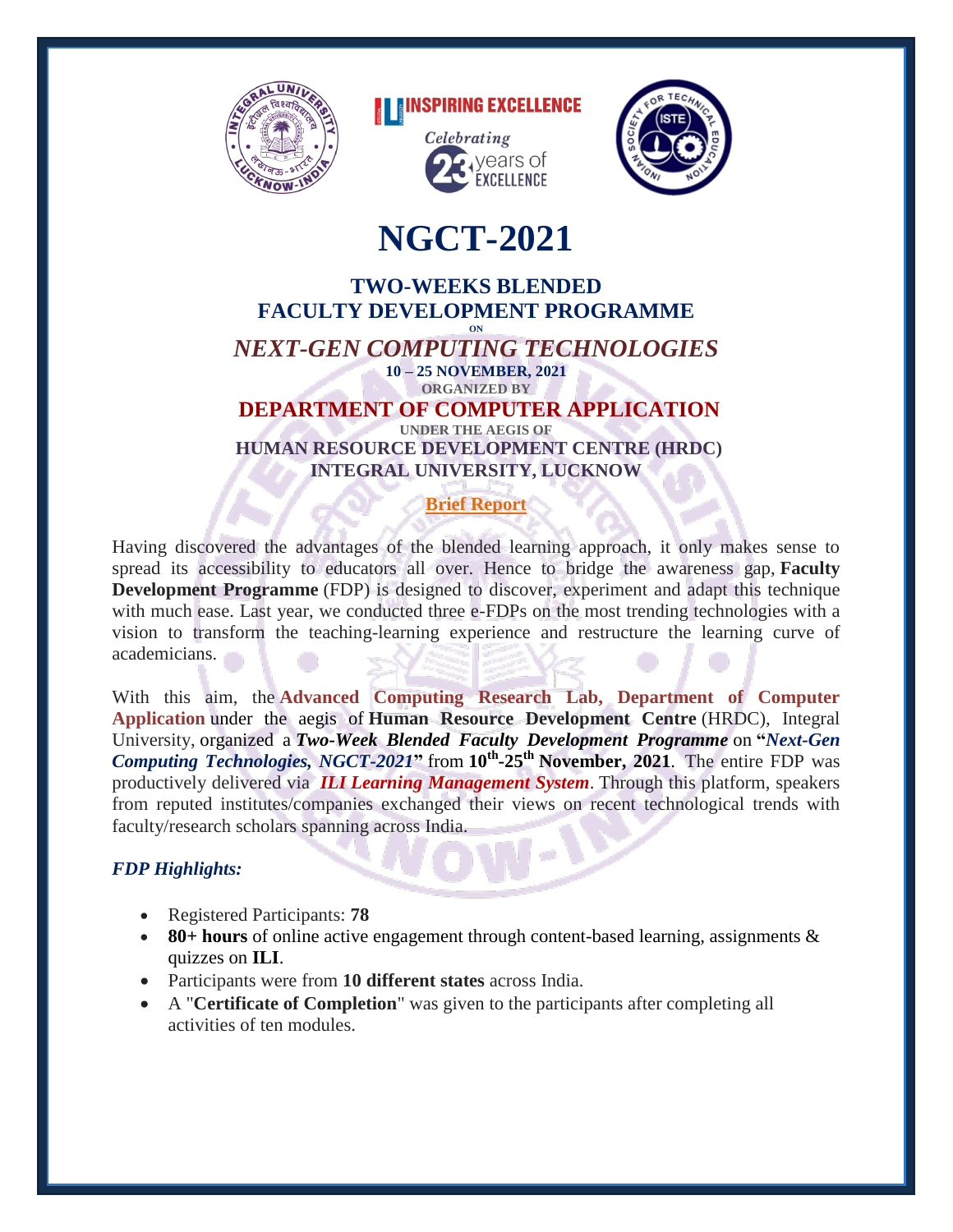# NGCT-2021

## TWO-WEEKS BLENDED FACULTY DEVELOPMENT PROGRAMME

ON

## *NEXT-GEN COMPUTING TECHNOLOGIES*

**10 – 25 NOVEMBER, 2021**

**ORGANIZED BY**

## DEPARTMENT OF COMPUTER APPLICATION

**UNDER THE AEGIS OF**

**HUMAN RESOURCE DEVELOPMENT CENTRE (HRDC)**
**INTEGRAL UNIVERSITY, LUCKNOW**

**Brief Report**

Having discovered the advantages of the blended learning approach, it only makes sense to spread its accessibility to educators all over. Hence to bridge the awareness gap, **Faculty Development Programme** (FDP) is designed to discover, experiment and adapt this technique with much ease. Last year, we conducted three e-FDPs on the most trending technologies with a vision to transform the teaching-learning experience and restructure the learning curve of academicians.

With this aim, the **Advanced Computing Research Lab, Department of Computer Application** under the aegis of **Human Resource Development Centre** (HRDC), Integral University, organized a ***Two-Week Blended Faculty Development Programme*** on **"*Next-Gen Computing Technologies, NGCT-2021*"** from **10th-25th November, 2021**. The entire FDP was productively delivered via ***ILI Learning Management System***. Through this platform, speakers from reputed institutes/companies exchanged their views on recent technological trends with faculty/research scholars spanning across India.

### *FDP Highlights:*

- Registered Participants: **78**
- **80+ hours** of online active engagement through content-based learning, assignments & quizzes on **ILI**.
- Participants were from **10 different states** across India.
- A "**Certificate of Completion**" was given to the participants after completing all activities of ten modules.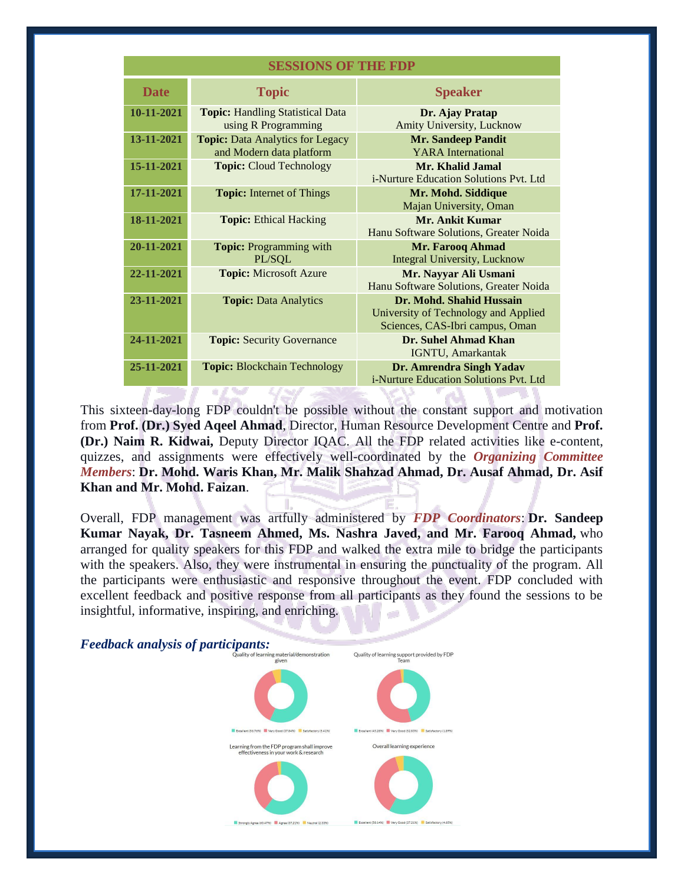| SESSIONS OF THE FDP | | |
|---|---|---|
| **Date** | **Topic** | **Speaker** |
| **10-11-2021** | **Topic:** Handling Statistical Data using R Programming | **Dr. Ajay Pratap** Amity University, Lucknow |
| **13-11-2021** | **Topic:** Data Analytics for Legacy and Modern data platform | **Mr. Sandeep Pandit** YARA International |
| **15-11-2021** | **Topic:** Cloud Technology | **Mr. Khalid Jamal** i-Nurture Education Solutions Pvt. Ltd |
| **17-11-2021** | **Topic:** Internet of Things | **Mr. Mohd. Siddique** Majan University, Oman |
| **18-11-2021** | **Topic:** Ethical Hacking | **Mr. Ankit Kumar** Hanu Software Solutions, Greater Noida |
| **20-11-2021** | **Topic:** Programming with PL/SQL | **Mr. Farooq Ahmad** Integral University, Lucknow |
| **22-11-2021** | **Topic:** Microsoft Azure | **Mr. Nayyar Ali Usmani** Hanu Software Solutions, Greater Noida |
| **23-11-2021** | **Topic:** Data Analytics | **Dr. Mohd. Shahid Hussain** University of Technology and Applied Sciences, CAS-Ibri campus, Oman |
| **24-11-2021** | **Topic:** Security Governance | **Dr. Suhel Ahmad Khan** IGNTU, Amarkantak |
| **25-11-2021** | **Topic:** Blockchain Technology | **Dr. Amrendra Singh Yadav** i-Nurture Education Solutions Pvt. Ltd |

This sixteen-day-long FDP couldn't be possible without the constant support and motivation from **Prof. (Dr.) Syed Aqeel Ahmad**, Director, Human Resource Development Centre and **Prof. (Dr.) Naim R. Kidwai,** Deputy Director IQAC. All the FDP related activities like e-content, quizzes, and assignments were effectively well-coordinated by the ***Organizing Committee Members***: **Dr. Mohd. Waris Khan, Mr. Malik Shahzad Ahmad, Dr. Ausaf Ahmad, Dr. Asif Khan and Mr. Mohd. Faizan**.

Overall, FDP management was artfully administered by ***FDP Coordinators***: **Dr. Sandeep Kumar Nayak, Dr. Tasneem Ahmed, Ms. Nashra Javed, and Mr. Farooq Ahmad,** who arranged for quality speakers for this FDP and walked the extra mile to bridge the participants with the speakers. Also, they were instrumental in ensuring the punctuality of the program. All the participants were enthusiastic and responsive throughout the event. FDP concluded with excellent feedback and positive response from all participants as they found the sessions to be insightful, informative, inspiring, and enriching.

***Feedback analysis of participants:***

Quality of learning material/demonstration given

Excellent (56.76%) Very Good (37.84%) Satisfactory (5.41%)

Quality of learning support provided by FDP Team

Excellent (45.28%) Very Good (52.83%) Satisfactory (1.89%)

Learning from the FDP program shall improve effectiveness in your work & research

Strongly Agree (60.47%) Agree (37.21%) Neutral (2.33%)

Overall learning experience

Excellent (58.14%) Very Good (37.21%) Satisfactory (4.65%)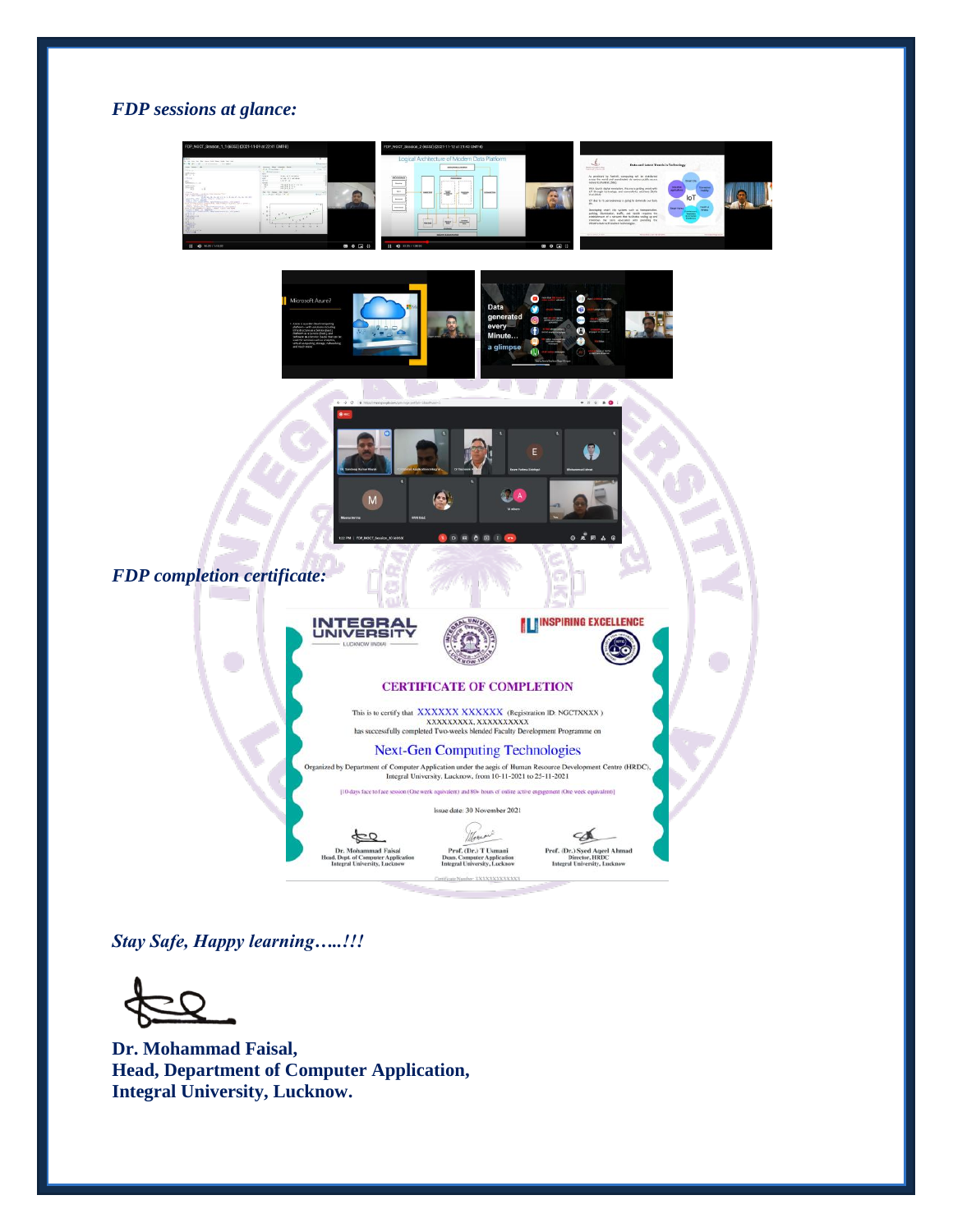*FDP sessions at glance:*

*FDP completion certificate:*

*Stay Safe, Happy learning…..!!!*

**Dr. Mohammad Faisal,**
**Head, Department of Computer Application,**
**Integral University, Lucknow.**